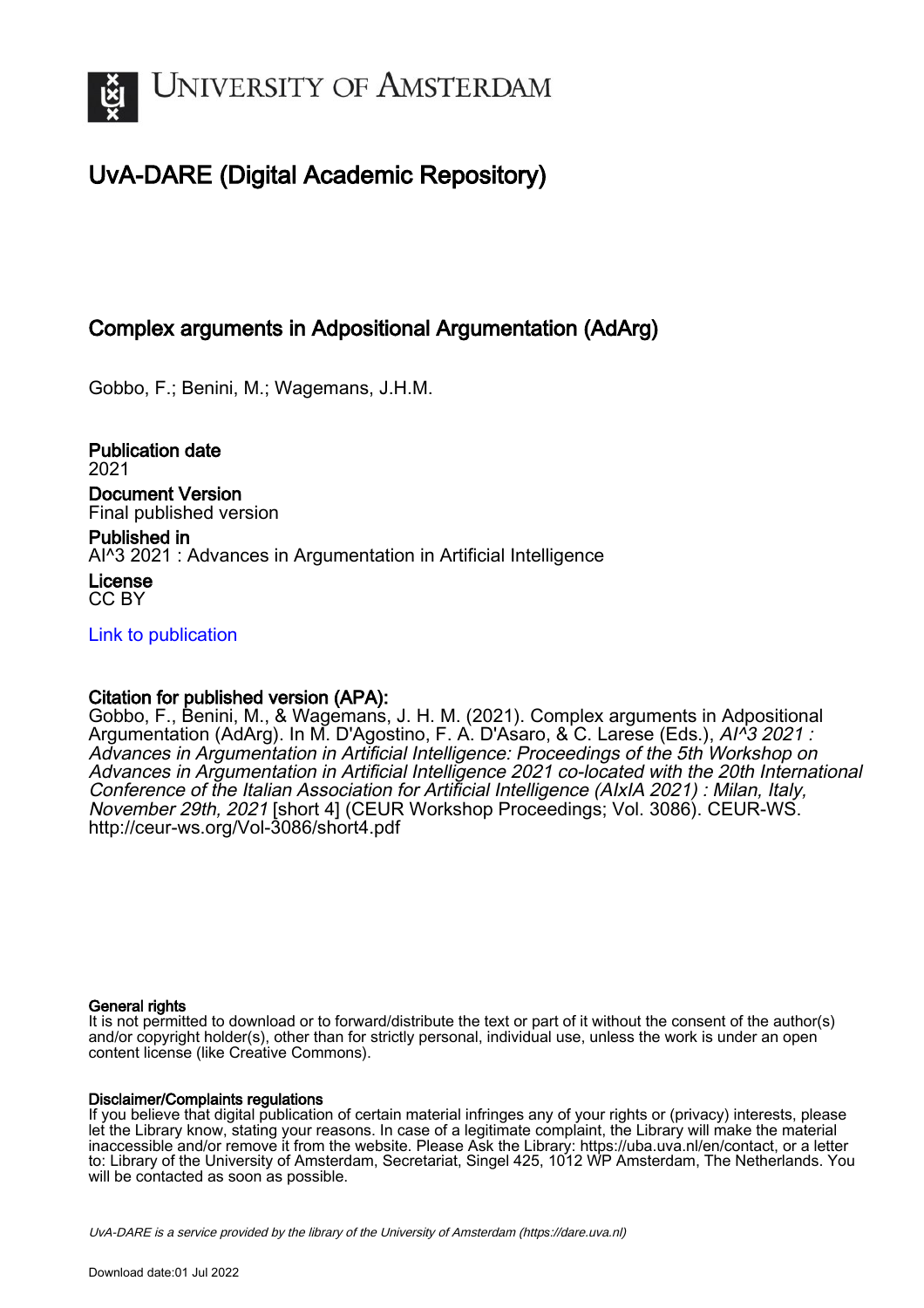# UvA-DARE (Digital Academic Repository)

## Complex arguments in Adpositional Argumentation (AdArg)

Gobbo, F.; Benini, M.; Wagemans, J.H.M.

**Publication date**
2021

**Document Version**
Final published version

**Published in**
AI^3 2021 : Advances in Argumentation in Artificial Intelligence

**License**
CC BY

[Link to publication](#)

**Citation for published version (APA):**
Gobbo, F., Benini, M., & Wagemans, J. H. M. (2021). Complex arguments in Adpositional Argumentation (AdArg). In M. D'Agostino, F. A. D'Asaro, & C. Larese (Eds.), *AI^3 2021 : Advances in Argumentation in Artificial Intelligence: Proceedings of the 5th Workshop on Advances in Argumentation in Artificial Intelligence 2021 co-located with the 20th International Conference of the Italian Association for Artificial Intelligence (AIxIA 2021) : Milan, Italy, November 29th, 2021* [short 4] (CEUR Workshop Proceedings; Vol. 3086). CEUR-WS. http://ceur-ws.org/Vol-3086/short4.pdf

**General rights**
It is not permitted to download or to forward/distribute the text or part of it without the consent of the author(s) and/or copyright holder(s), other than for strictly personal, individual use, unless the work is under an open content license (like Creative Commons).

**Disclaimer/Complaints regulations**
If you believe that digital publication of certain material infringes any of your rights or (privacy) interests, please let the Library know, stating your reasons. In case of a legitimate complaint, the Library will make the material inaccessible and/or remove it from the website. Please Ask the Library: https://uba.uva.nl/en/contact, or a letter to: Library of the University of Amsterdam, Secretariat, Singel 425, 1012 WP Amsterdam, The Netherlands. You will be contacted as soon as possible.

*UvA-DARE is a service provided by the library of the University of Amsterdam (https://dare.uva.nl)*

Download date:01 Jul 2022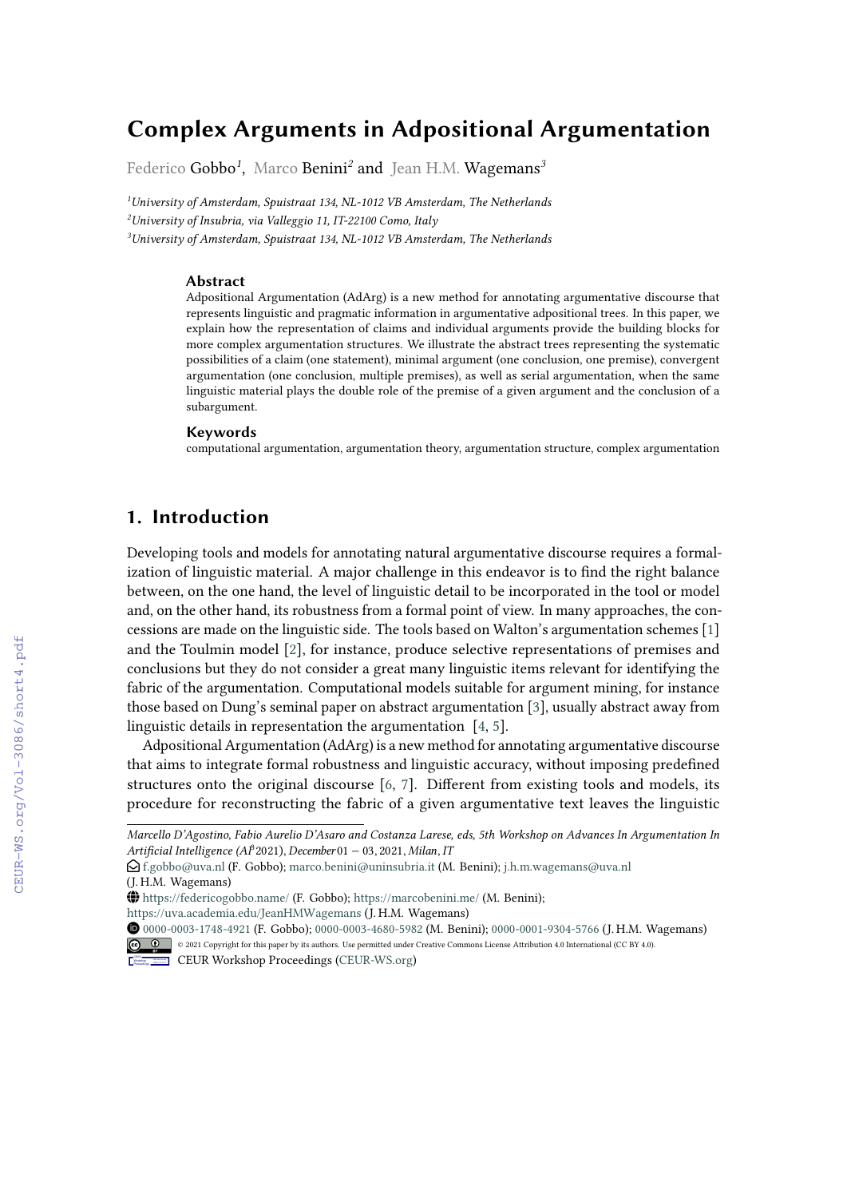# Complex Arguments in Adpositional Argumentation

Federico Gobbo[1], Marco Benini[2] and Jean H.M. Wagemans[3]

[1]University of Amsterdam, Spuistraat 134, NL-1012 VB Amsterdam, The Netherlands
[2]University of Insubria, via Valleggio 11, IT-22100 Como, Italy
[3]University of Amsterdam, Spuistraat 134, NL-1012 VB Amsterdam, The Netherlands

### Abstract

Adpositional Argumentation (AdArg) is a new method for annotating argumentative discourse that represents linguistic and pragmatic information in argumentative adpositional trees. In this paper, we explain how the representation of claims and individual arguments provide the building blocks for more complex argumentation structures. We illustrate the abstract trees representing the systematic possibilities of a claim (one statement), minimal argument (one conclusion, one premise), convergent argumentation (one conclusion, multiple premises), as well as serial argumentation, when the same linguistic material plays the double role of the premise of a given argument and the conclusion of a subargument.

### Keywords

computational argumentation, argumentation theory, argumentation structure, complex argumentation

## 1. Introduction

Developing tools and models for annotating natural argumentative discourse requires a formalization of linguistic material. A major challenge in this endeavor is to find the right balance between, on the one hand, the level of linguistic detail to be incorporated in the tool or model and, on the other hand, its robustness from a formal point of view. In many approaches, the concessions are made on the linguistic side. The tools based on Walton's argumentation schemes [1] and the Toulmin model [2], for instance, produce selective representations of premises and conclusions but they do not consider a great many linguistic items relevant for identifying the fabric of the argumentation. Computational models suitable for argument mining, for instance those based on Dung's seminal paper on abstract argumentation [3], usually abstract away from linguistic details in representation the argumentation [4, 5].

Adpositional Argumentation (AdArg) is a new method for annotating argumentative discourse that aims to integrate formal robustness and linguistic accuracy, without imposing predefined structures onto the original discourse [6, 7]. Different from existing tools and models, its procedure for reconstructing the fabric of a given argumentative text leaves the linguistic

---

*Marcello D'Agostino, Fabio Aurelio D'Asaro and Costanza Larese, eds, 5th Workshop on Advances In Argumentation In Artificial Intelligence (AI³2021), December 01 − 03, 2021, Milan, IT*

f.gobbo@uva.nl (F. Gobbo); marco.benini@uninsubria.it (M. Benini); j.h.m.wagemans@uva.nl (J. H.M. Wagemans)

https://federicogobbo.name/ (F. Gobbo); https://marcobenini.me/ (M. Benini); https://uva.academia.edu/JeanHMWagemans (J. H.M. Wagemans)

0000-0003-1748-4921 (F. Gobbo); 0000-0003-4680-5982 (M. Benini); 0000-0001-9304-5766 (J. H.M. Wagemans)

© 2021 Copyright for this paper by its authors. Use permitted under Creative Commons License Attribution 4.0 International (CC BY 4.0).

CEUR Workshop Proceedings (CEUR-WS.org)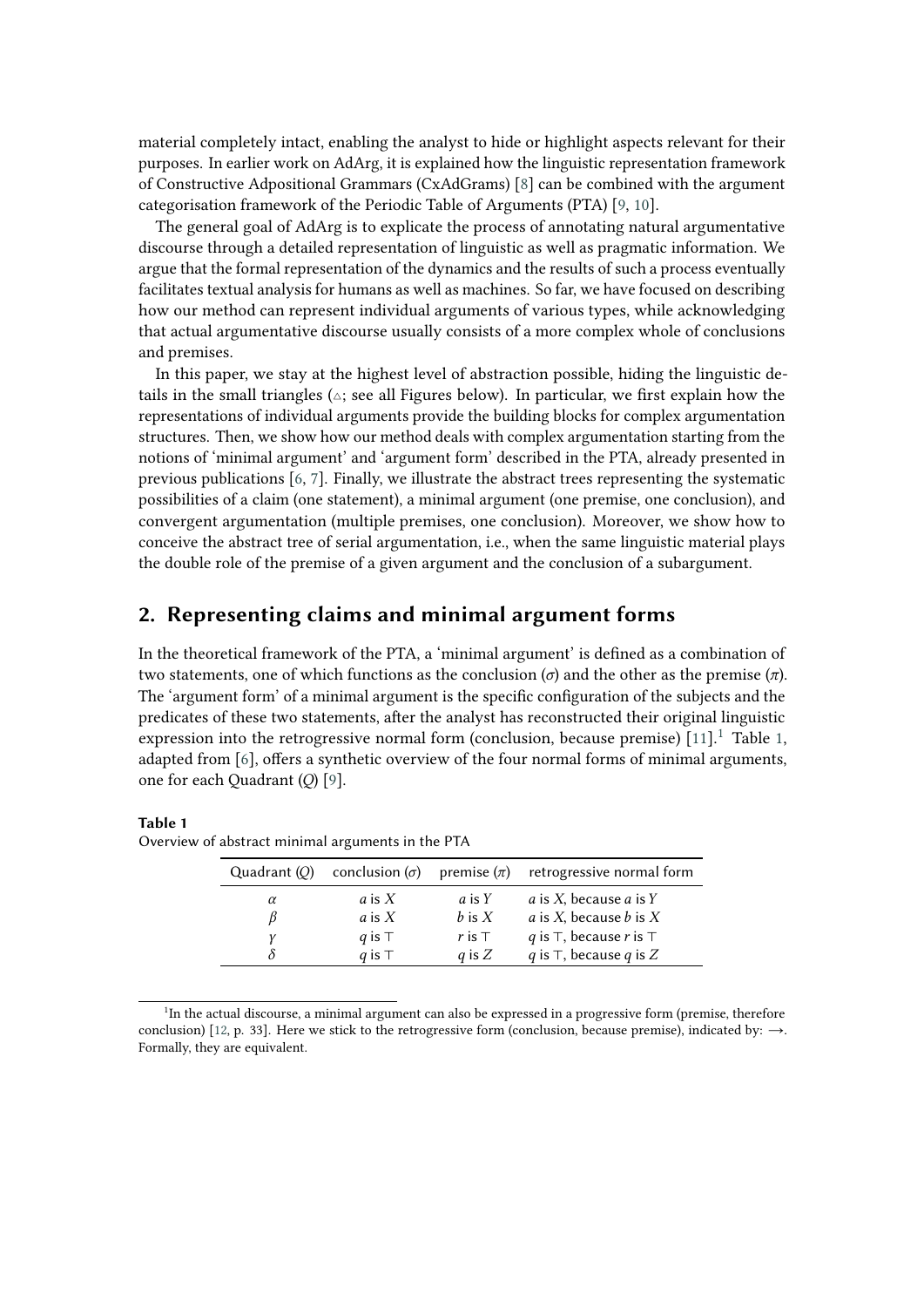material completely intact, enabling the analyst to hide or highlight aspects relevant for their purposes. In earlier work on AdArg, it is explained how the linguistic representation framework of Constructive Adpositional Grammars (CxAdGrams) [8] can be combined with the argument categorisation framework of the Periodic Table of Arguments (PTA) [9, 10].

The general goal of AdArg is to explicate the process of annotating natural argumentative discourse through a detailed representation of linguistic as well as pragmatic information. We argue that the formal representation of the dynamics and the results of such a process eventually facilitates textual analysis for humans as well as machines. So far, we have focused on describing how our method can represent individual arguments of various types, while acknowledging that actual argumentative discourse usually consists of a more complex whole of conclusions and premises.

In this paper, we stay at the highest level of abstraction possible, hiding the linguistic details in the small triangles (▵; see all Figures below). In particular, we first explain how the representations of individual arguments provide the building blocks for complex argumentation structures. Then, we show how our method deals with complex argumentation starting from the notions of 'minimal argument' and 'argument form' described in the PTA, already presented in previous publications [6, 7]. Finally, we illustrate the abstract trees representing the systematic possibilities of a claim (one statement), a minimal argument (one premise, one conclusion), and convergent argumentation (multiple premises, one conclusion). Moreover, we show how to conceive the abstract tree of serial argumentation, i.e., when the same linguistic material plays the double role of the premise of a given argument and the conclusion of a subargument.

## 2. Representing claims and minimal argument forms

In the theoretical framework of the PTA, a 'minimal argument' is defined as a combination of two statements, one of which functions as the conclusion ($\sigma$) and the other as the premise ($\pi$). The 'argument form' of a minimal argument is the specific configuration of the subjects and the predicates of these two statements, after the analyst has reconstructed their original linguistic expression into the retrogressive normal form (conclusion, because premise) [11].[1] Table 1, adapted from [6], offers a synthetic overview of the four normal forms of minimal arguments, one for each Quadrant ($Q$) [9].

**Table 1**
Overview of abstract minimal arguments in the PTA

| Quadrant ($Q$) | conclusion ($\sigma$) | premise ($\pi$) | retrogressive normal form |
|---|---|---|---|
| $\alpha$ | $a$ is $X$ | $a$ is $Y$ | $a$ is $X$, because $a$ is $Y$ |
| $\beta$ | $a$ is $X$ | $b$ is $X$ | $a$ is $X$, because $b$ is $X$ |
| $\gamma$ | $q$ is $\top$ | $r$ is $\top$ | $q$ is $\top$, because $r$ is $\top$ |
| $\delta$ | $q$ is $\top$ | $q$ is $Z$ | $q$ is $\top$, because $q$ is $Z$ |

[1] In the actual discourse, a minimal argument can also be expressed in a progressive form (premise, therefore conclusion) [12, p. 33]. Here we stick to the retrogressive form (conclusion, because premise), indicated by: $\longrightarrow$. Formally, they are equivalent.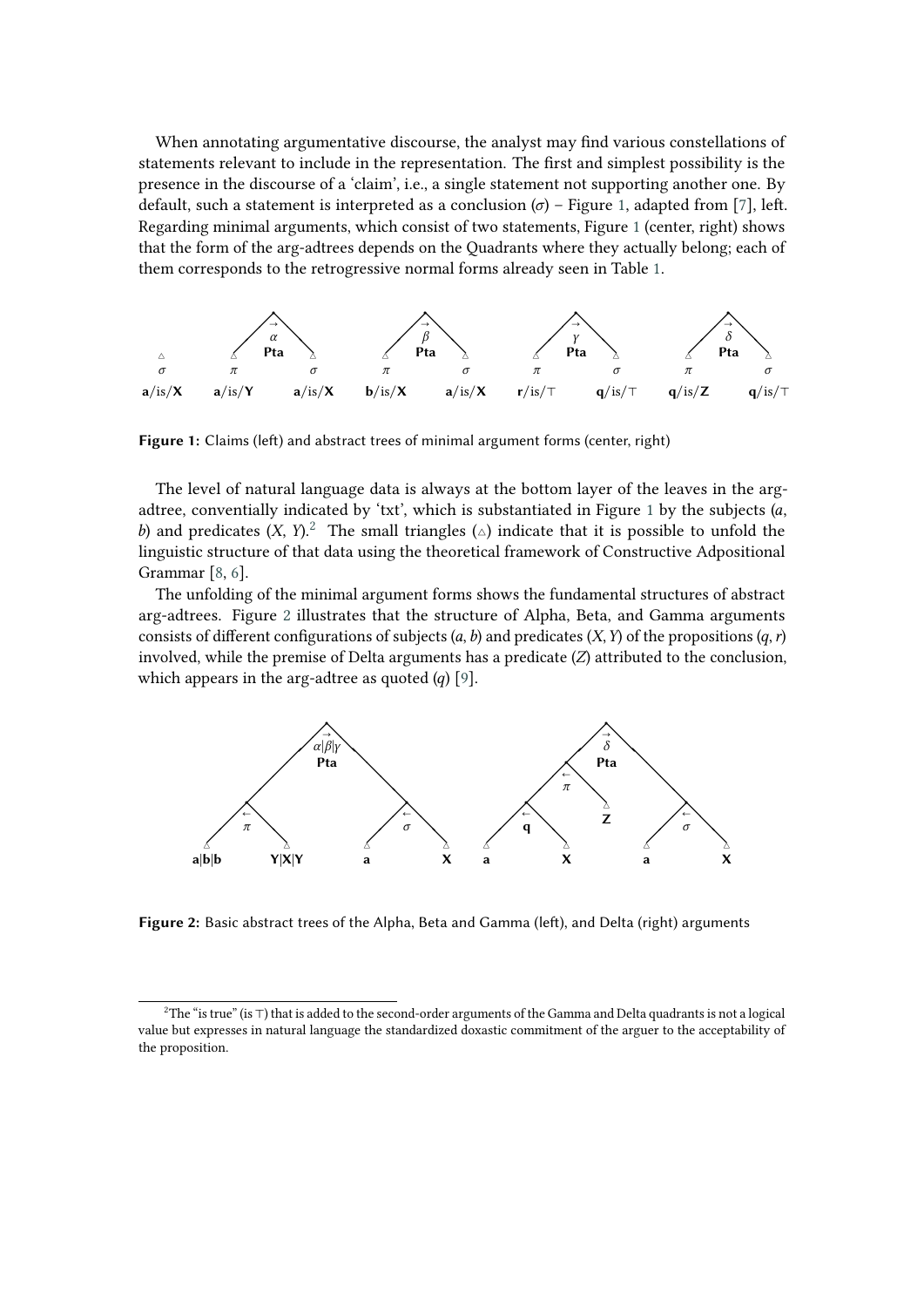When annotating argumentative discourse, the analyst may find various constellations of statements relevant to include in the representation. The first and simplest possibility is the presence in the discourse of a 'claim', i.e., a single statement not supporting another one. By default, such a statement is interpreted as a conclusion ($\sigma$) – Figure 1, adapted from [7], left. Regarding minimal arguments, which consist of two statements, Figure 1 (center, right) shows that the form of the arg-adtrees depends on the Quadrants where they actually belong; each of them corresponds to the retrogressive normal forms already seen in Table 1.

**Figure 1:** Claims (left) and abstract trees of minimal argument forms (center, right)

The level of natural language data is always at the bottom layer of the leaves in the arg-adtree, conventially indicated by 'txt', which is substantiated in Figure 1 by the subjects ($a$, $b$) and predicates ($X$, $Y$).[2] The small triangles ($\triangle$) indicate that it is possible to unfold the linguistic structure of that data using the theoretical framework of Constructive Adpositional Grammar [8, 6].

The unfolding of the minimal argument forms shows the fundamental structures of abstract arg-adtrees. Figure 2 illustrates that the structure of Alpha, Beta, and Gamma arguments consists of different configurations of subjects ($a$, $b$) and predicates ($X$, $Y$) of the propositions ($q$, $r$) involved, while the premise of Delta arguments has a predicate ($Z$) attributed to the conclusion, which appears in the arg-adtree as quoted ($q$) [9].

**Figure 2:** Basic abstract trees of the Alpha, Beta and Gamma (left), and Delta (right) arguments

[2] The "is true" (is $\top$) that is added to the second-order arguments of the Gamma and Delta quadrants is not a logical value but expresses in natural language the standardized doxastic commitment of the arguer to the acceptability of the proposition.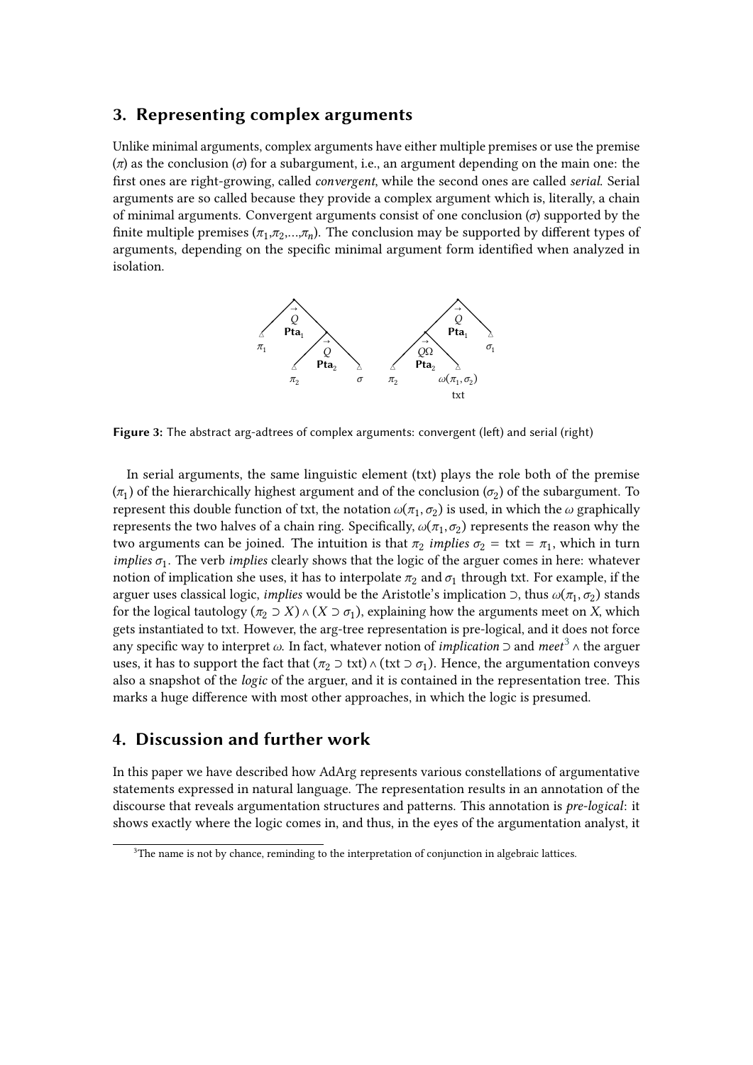## 3. Representing complex arguments

Unlike minimal arguments, complex arguments have either multiple premises or use the premise ($\pi$) as the conclusion ($\sigma$) for a subargument, i.e., an argument depending on the main one: the first ones are right-growing, called *convergent*, while the second ones are called *serial*. Serial arguments are so called because they provide a complex argument which is, literally, a chain of minimal arguments. Convergent arguments consist of one conclusion ($\sigma$) supported by the finite multiple premises ($\pi_1, \pi_2, \ldots, \pi_n$). The conclusion may be supported by different types of arguments, depending on the specific minimal argument form identified when analyzed in isolation.

**Figure 3:** The abstract arg-adtrees of complex arguments: convergent (left) and serial (right)

In serial arguments, the same linguistic element (txt) plays the role both of the premise ($\pi_1$) of the hierarchically highest argument and of the conclusion ($\sigma_2$) of the subargument. To represent this double function of txt, the notation $\omega(\pi_1, \sigma_2)$ is used, in which the $\omega$ graphically represents the two halves of a chain ring. Specifically, $\omega(\pi_1, \sigma_2)$ represents the reason why the two arguments can be joined. The intuition is that $\pi_2$ *implies* $\sigma_2$ = txt = $\pi_1$, which in turn *implies* $\sigma_1$. The verb *implies* clearly shows that the logic of the arguer comes in here: whatever notion of implication she uses, it has to interpolate $\pi_2$ and $\sigma_1$ through txt. For example, if the arguer uses classical logic, *implies* would be the Aristotle's implication $\supset$, thus $\omega(\pi_1, \sigma_2)$ stands for the logical tautology $(\pi_2 \supset X) \wedge (X \supset \sigma_1)$, explaining how the arguments meet on $X$, which gets instantiated to txt. However, the arg-tree representation is pre-logical, and it does not force any specific way to interpret $\omega$. In fact, whatever notion of *implication* $\supset$ and *meet*[3] $\wedge$ the arguer uses, it has to support the fact that $(\pi_2 \supset \text{txt}) \wedge (\text{txt} \supset \sigma_1)$. Hence, the argumentation conveys also a snapshot of the *logic* of the arguer, and it is contained in the representation tree. This marks a huge difference with most other approaches, in which the logic is presumed.

## 4. Discussion and further work

In this paper we have described how AdArg represents various constellations of argumentative statements expressed in natural language. The representation results in an annotation of the discourse that reveals argumentation structures and patterns. This annotation is *pre-logical*: it shows exactly where the logic comes in, and thus, in the eyes of the argumentation analyst, it

[3] The name is not by chance, reminding to the interpretation of conjunction in algebraic lattices.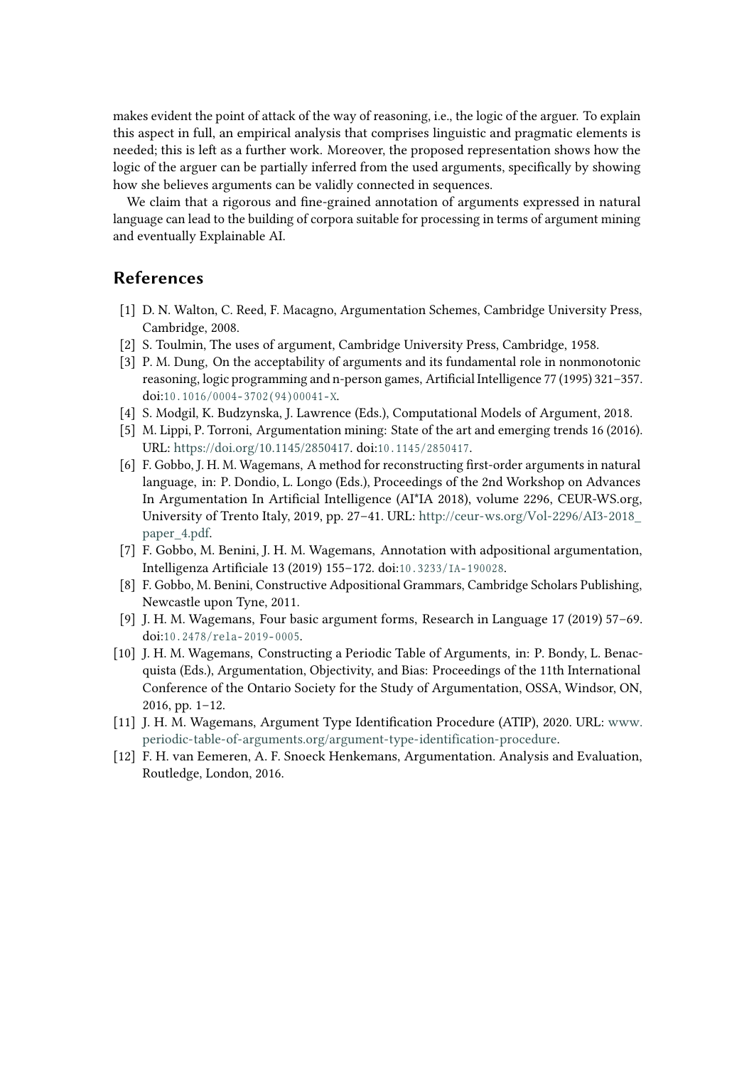makes evident the point of attack of the way of reasoning, i.e., the logic of the arguer. To explain this aspect in full, an empirical analysis that comprises linguistic and pragmatic elements is needed; this is left as a further work. Moreover, the proposed representation shows how the logic of the arguer can be partially inferred from the used arguments, specifically by showing how she believes arguments can be validly connected in sequences.

We claim that a rigorous and fine-grained annotation of arguments expressed in natural language can lead to the building of corpora suitable for processing in terms of argument mining and eventually Explainable AI.

## References

[1] D. N. Walton, C. Reed, F. Macagno, Argumentation Schemes, Cambridge University Press, Cambridge, 2008.

[2] S. Toulmin, The uses of argument, Cambridge University Press, Cambridge, 1958.

[3] P. M. Dung, On the acceptability of arguments and its fundamental role in nonmonotonic reasoning, logic programming and n-person games, Artificial Intelligence 77 (1995) 321–357. doi:10.1016/0004-3702(94)00041-X.

[4] S. Modgil, K. Budzynska, J. Lawrence (Eds.), Computational Models of Argument, 2018.

[5] M. Lippi, P. Torroni, Argumentation mining: State of the art and emerging trends 16 (2016). URL: https://doi.org/10.1145/2850417. doi:10.1145/2850417.

[6] F. Gobbo, J. H. M. Wagemans, A method for reconstructing first-order arguments in natural language, in: P. Dondio, L. Longo (Eds.), Proceedings of the 2nd Workshop on Advances In Argumentation In Artificial Intelligence (AI*IA 2018), volume 2296, CEUR-WS.org, University of Trento Italy, 2019, pp. 27–41. URL: http://ceur-ws.org/Vol-2296/AI3-2018_paper_4.pdf.

[7] F. Gobbo, M. Benini, J. H. M. Wagemans, Annotation with adpositional argumentation, Intelligenza Artificiale 13 (2019) 155–172. doi:10.3233/IA-190028.

[8] F. Gobbo, M. Benini, Constructive Adpositional Grammars, Cambridge Scholars Publishing, Newcastle upon Tyne, 2011.

[9] J. H. M. Wagemans, Four basic argument forms, Research in Language 17 (2019) 57–69. doi:10.2478/rela-2019-0005.

[10] J. H. M. Wagemans, Constructing a Periodic Table of Arguments, in: P. Bondy, L. Benacquista (Eds.), Argumentation, Objectivity, and Bias: Proceedings of the 11th International Conference of the Ontario Society for the Study of Argumentation, OSSA, Windsor, ON, 2016, pp. 1–12.

[11] J. H. M. Wagemans, Argument Type Identification Procedure (ATIP), 2020. URL: www.periodic-table-of-arguments.org/argument-type-identification-procedure.

[12] F. H. van Eemeren, A. F. Snoeck Henkemans, Argumentation. Analysis and Evaluation, Routledge, London, 2016.